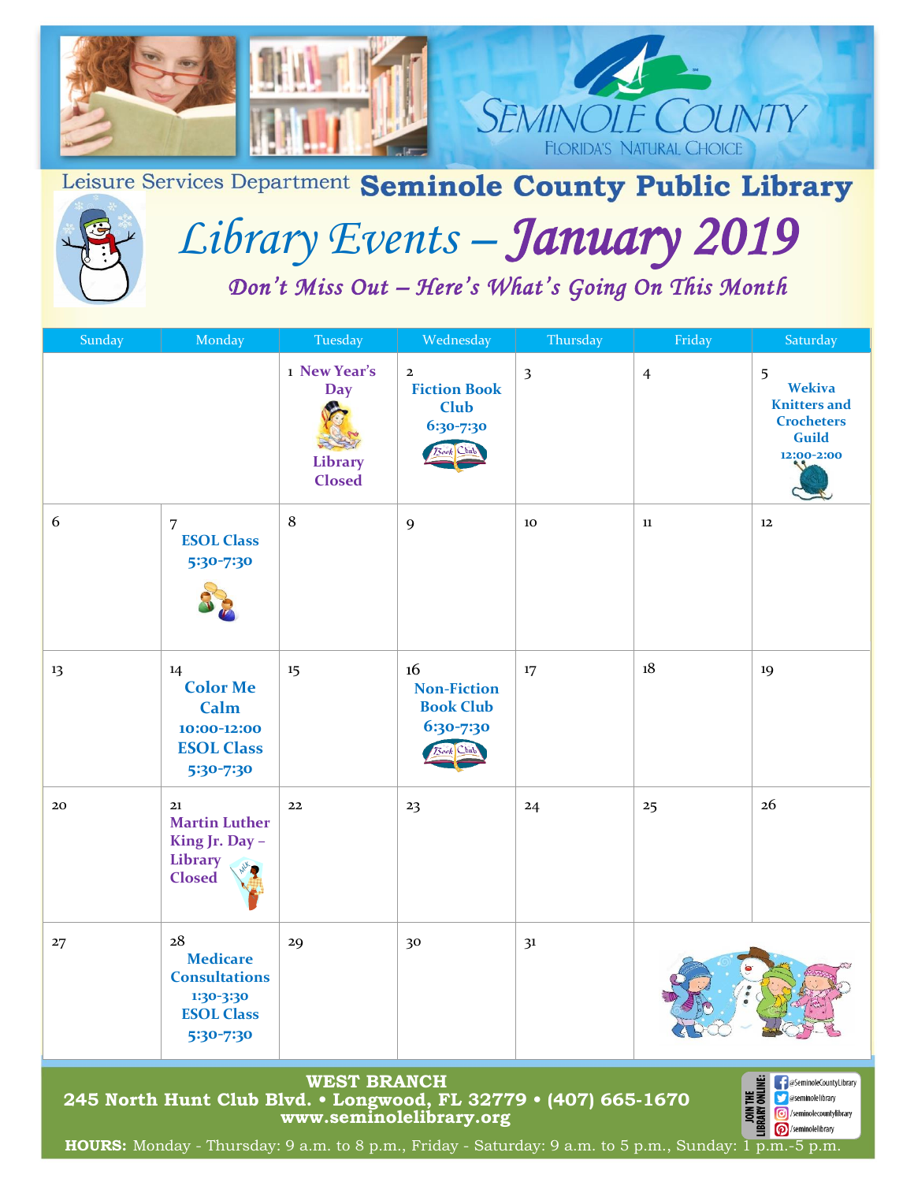SEMINOLE COUNTY
FLORIDA'S NATURAL CHOICE

Leisure Services Department **Seminole County Public Library**

# *Library Events – January 2019*

*Don't Miss Out – Here's What's Going On This Month*

| Sunday | Monday | Tuesday | Wednesday | Thursday | Friday | Saturday |
|---|---|---|---|---|---|---|
| | | 1 **New Year's Day** **Library Closed** | 2 **Fiction Book Club 6:30-7:30** | 3 | 4 | 5 **Wekiva Knitters and Crocheters Guild 12:00-2:00** |
| 6 | 7 **ESOL Class 5:30-7:30** | 8 | 9 | 10 | 11 | 12 |
| 13 | 14 **Color Me Calm 10:00-12:00** **ESOL Class 5:30-7:30** | 15 | 16 **Non-Fiction Book Club 6:30-7:30** | 17 | 18 | 19 |
| 20 | 21 **Martin Luther King Jr. Day – Library Closed** | 22 | 23 | 24 | 25 | 26 |
| 27 | 28 **Medicare Consultations 1:30-3:30** **ESOL Class 5:30-7:30** | 29 | 30 | 31 | | |

**WEST BRANCH**
**245 North Hunt Club Blvd. • Longwood, FL 32779 • (407) 665-1670**
**www.seminolelibrary.org**

JOIN THE LIBRARY ONLINE: @SeminoleCountyLibrary, @seminolelibrary, /seminolecountylibrary, /seminolelibrary

**HOURS:** Monday - Thursday: 9 a.m. to 8 p.m., Friday - Saturday: 9 a.m. to 5 p.m., Sunday: 1 p.m.-5 p.m.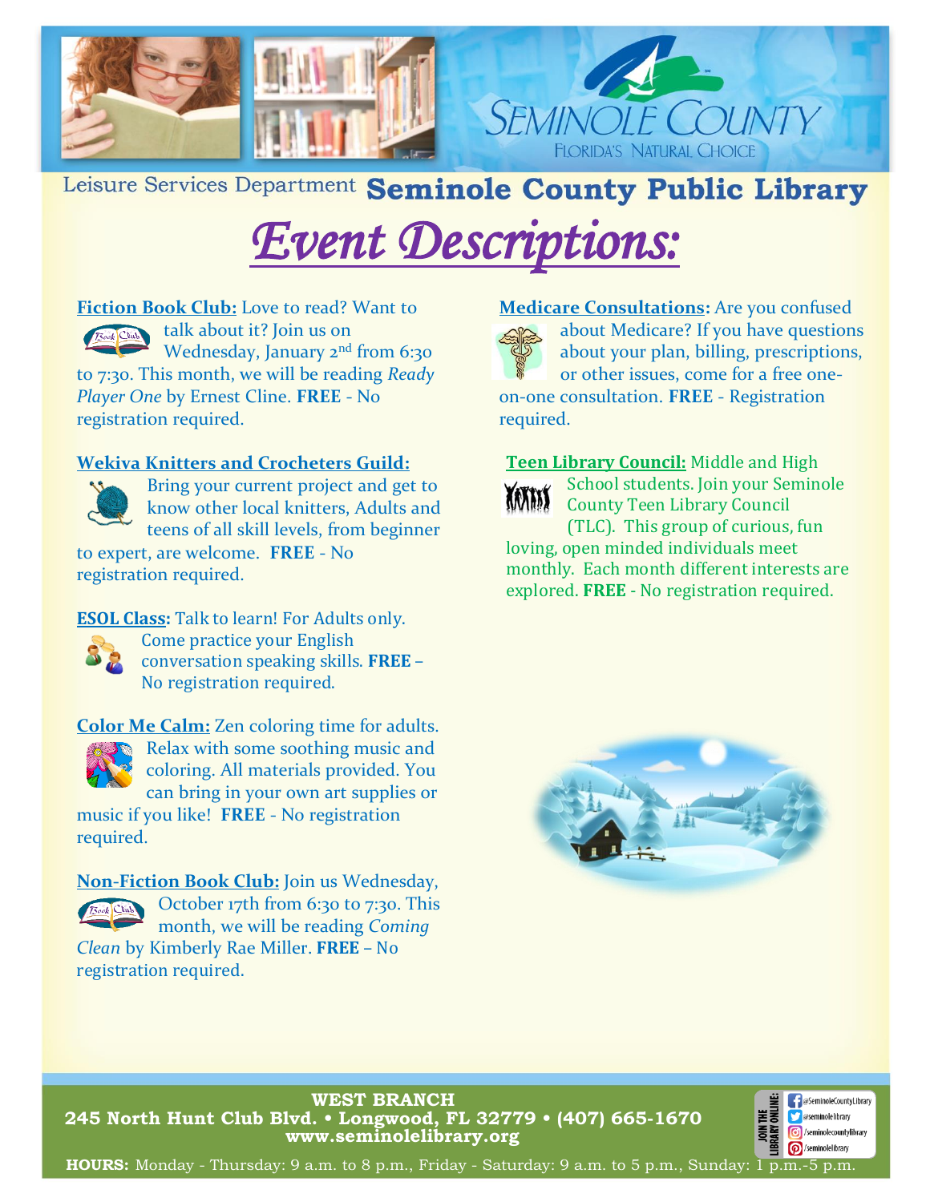Leisure Services Department **Seminole County Public Library**

# *Event Descriptions:*

**Fiction Book Club:** Love to read? Want to talk about it? Join us on Wednesday, January 2nd from 6:30 to 7:30. This month, we will be reading *Ready Player One* by Ernest Cline. **FREE** - No registration required.

**Wekiva Knitters and Crocheters Guild:** Bring your current project and get to know other local knitters, Adults and teens of all skill levels, from beginner to expert, are welcome. **FREE** - No registration required.

**ESOL Class:** Talk to learn! For Adults only. Come practice your English conversation speaking skills. **FREE** – No registration required.

**Color Me Calm:** Zen coloring time for adults. Relax with some soothing music and coloring. All materials provided. You can bring in your own art supplies or music if you like! **FREE** - No registration required.

**Non-Fiction Book Club:** Join us Wednesday, October 17th from 6:30 to 7:30. This month, we will be reading *Coming Clean* by Kimberly Rae Miller. **FREE** – No registration required.

**Medicare Consultations:** Are you confused about Medicare? If you have questions about your plan, billing, prescriptions, or other issues, come for a free one-on-one consultation. **FREE** - Registration required.

**Teen Library Council:** Middle and High School students. Join your Seminole County Teen Library Council (TLC). This group of curious, fun loving, open minded individuals meet monthly. Each month different interests are explored. **FREE** - No registration required.

**WEST BRANCH**
**245 North Hunt Club Blvd. • Longwood, FL 32779 • (407) 665-1670**
**www.seminolelibrary.org**

**HOURS:** Monday - Thursday: 9 a.m. to 8 p.m., Friday - Saturday: 9 a.m. to 5 p.m., Sunday: 1 p.m.-5 p.m.

JOIN THE LIBRARY ONLINE: @SeminoleCountyLibrary, @seminolelibrary, /seminolecountylibrary, /seminolelibrary